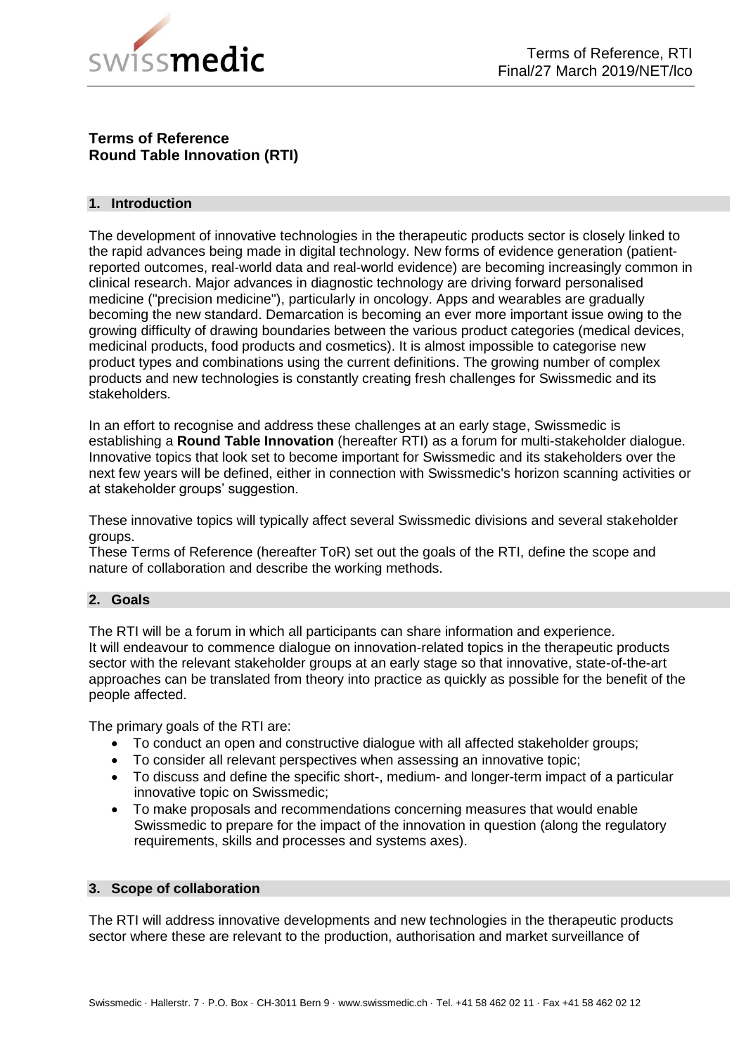# Terms of Reference
# Round Table Innovation (RTI)

## 1. Introduction

The development of innovative technologies in the therapeutic products sector is closely linked to the rapid advances being made in digital technology. New forms of evidence generation (patient-reported outcomes, real-world data and real-world evidence) are becoming increasingly common in clinical research. Major advances in diagnostic technology are driving forward personalised medicine ("precision medicine"), particularly in oncology. Apps and wearables are gradually becoming the new standard. Demarcation is becoming an ever more important issue owing to the growing difficulty of drawing boundaries between the various product categories (medical devices, medicinal products, food products and cosmetics). It is almost impossible to categorise new product types and combinations using the current definitions. The growing number of complex products and new technologies is constantly creating fresh challenges for Swissmedic and its stakeholders.

In an effort to recognise and address these challenges at an early stage, Swissmedic is establishing a **Round Table Innovation** (hereafter RTI) as a forum for multi-stakeholder dialogue. Innovative topics that look set to become important for Swissmedic and its stakeholders over the next few years will be defined, either in connection with Swissmedic's horizon scanning activities or at stakeholder groups' suggestion.

These innovative topics will typically affect several Swissmedic divisions and several stakeholder groups.
These Terms of Reference (hereafter ToR) set out the goals of the RTI, define the scope and nature of collaboration and describe the working methods.

## 2. Goals

The RTI will be a forum in which all participants can share information and experience.
It will endeavour to commence dialogue on innovation-related topics in the therapeutic products sector with the relevant stakeholder groups at an early stage so that innovative, state-of-the-art approaches can be translated from theory into practice as quickly as possible for the benefit of the people affected.

The primary goals of the RTI are:

- To conduct an open and constructive dialogue with all affected stakeholder groups;
- To consider all relevant perspectives when assessing an innovative topic;
- To discuss and define the specific short-, medium- and longer-term impact of a particular innovative topic on Swissmedic;
- To make proposals and recommendations concerning measures that would enable Swissmedic to prepare for the impact of the innovation in question (along the regulatory requirements, skills and processes and systems axes).

## 3. Scope of collaboration

The RTI will address innovative developments and new technologies in the therapeutic products sector where these are relevant to the production, authorisation and market surveillance of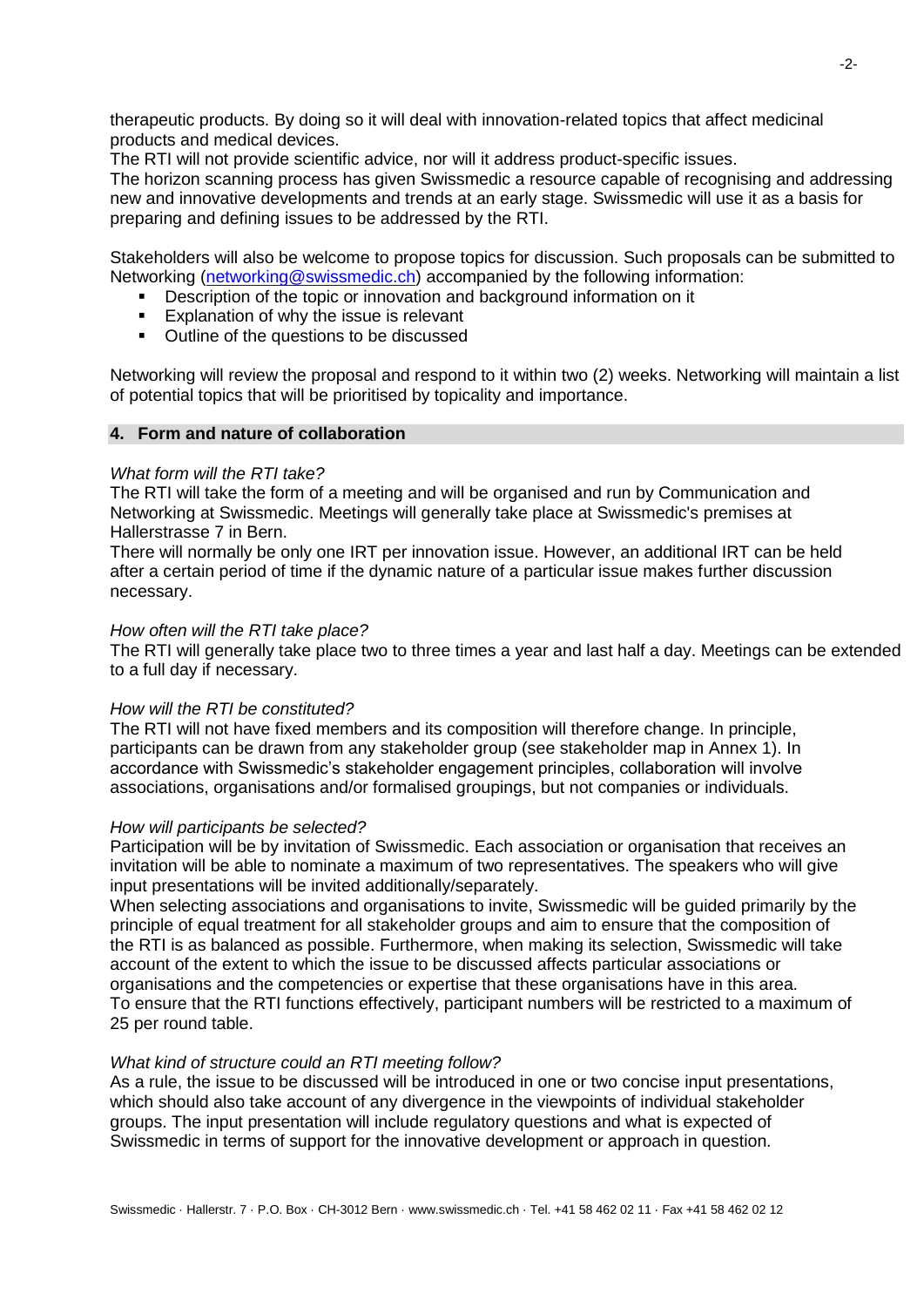therapeutic products. By doing so it will deal with innovation-related topics that affect medicinal products and medical devices.
The RTI will not provide scientific advice, nor will it address product-specific issues.
The horizon scanning process has given Swissmedic a resource capable of recognising and addressing new and innovative developments and trends at an early stage. Swissmedic will use it as a basis for preparing and defining issues to be addressed by the RTI.

Stakeholders will also be welcome to propose topics for discussion. Such proposals can be submitted to Networking (networking@swissmedic.ch) accompanied by the following information:

- Description of the topic or innovation and background information on it
- Explanation of why the issue is relevant
- Outline of the questions to be discussed

Networking will review the proposal and respond to it within two (2) weeks. Networking will maintain a list of potential topics that will be prioritised by topicality and importance.

## 4. Form and nature of collaboration

*What form will the RTI take?*
The RTI will take the form of a meeting and will be organised and run by Communication and Networking at Swissmedic. Meetings will generally take place at Swissmedic's premises at Hallerstrasse 7 in Bern.
There will normally be only one IRT per innovation issue. However, an additional IRT can be held after a certain period of time if the dynamic nature of a particular issue makes further discussion necessary.

*How often will the RTI take place?*
The RTI will generally take place two to three times a year and last half a day. Meetings can be extended to a full day if necessary.

*How will the RTI be constituted?*
The RTI will not have fixed members and its composition will therefore change. In principle, participants can be drawn from any stakeholder group (see stakeholder map in Annex 1). In accordance with Swissmedic's stakeholder engagement principles, collaboration will involve associations, organisations and/or formalised groupings, but not companies or individuals.

*How will participants be selected?*
Participation will be by invitation of Swissmedic. Each association or organisation that receives an invitation will be able to nominate a maximum of two representatives. The speakers who will give input presentations will be invited additionally/separately.
When selecting associations and organisations to invite, Swissmedic will be guided primarily by the principle of equal treatment for all stakeholder groups and aim to ensure that the composition of the RTI is as balanced as possible. Furthermore, when making its selection, Swissmedic will take account of the extent to which the issue to be discussed affects particular associations or organisations and the competencies or expertise that these organisations have in this area.
To ensure that the RTI functions effectively, participant numbers will be restricted to a maximum of 25 per round table.

*What kind of structure could an RTI meeting follow?*
As a rule, the issue to be discussed will be introduced in one or two concise input presentations, which should also take account of any divergence in the viewpoints of individual stakeholder groups. The input presentation will include regulatory questions and what is expected of Swissmedic in terms of support for the innovative development or approach in question.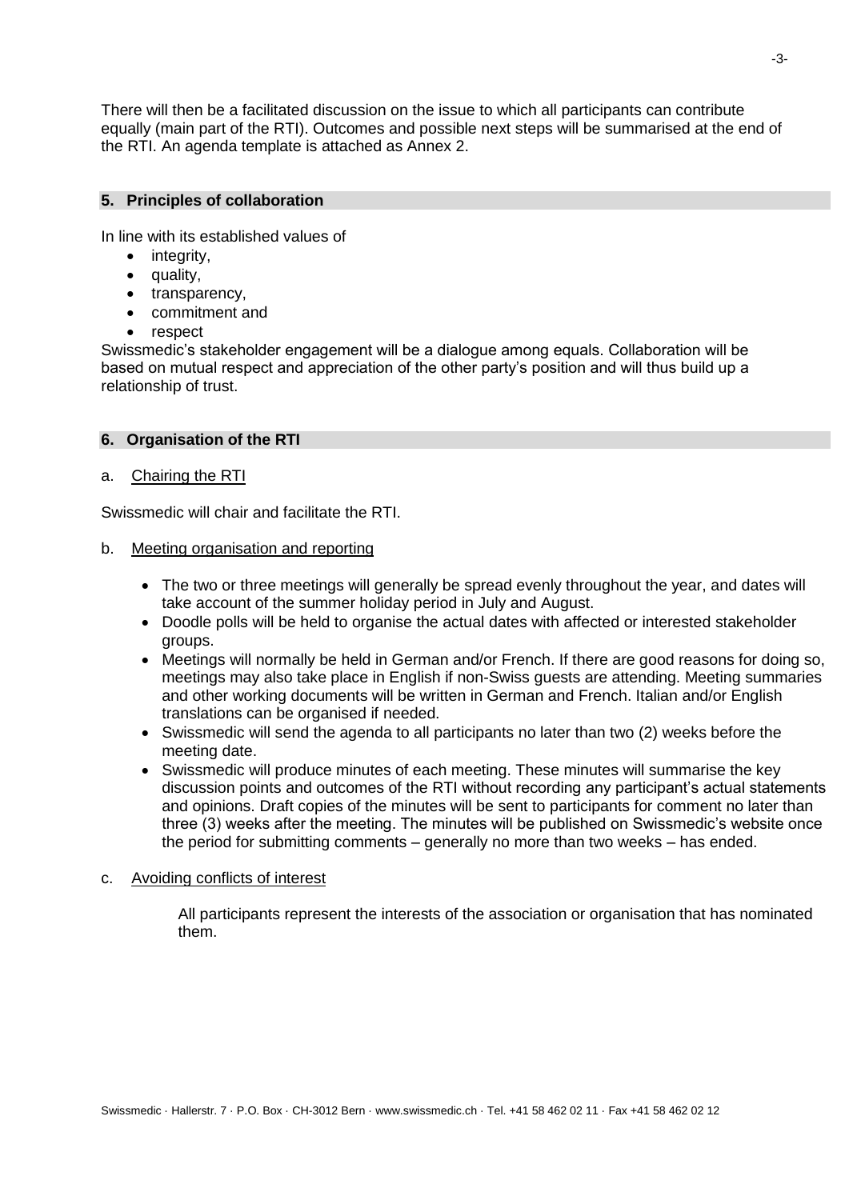There will then be a facilitated discussion on the issue to which all participants can contribute equally (main part of the RTI). Outcomes and possible next steps will be summarised at the end of the RTI. An agenda template is attached as Annex 2.

## 5. Principles of collaboration

In line with its established values of

- integrity,
- quality,
- transparency,
- commitment and
- respect

Swissmedic's stakeholder engagement will be a dialogue among equals. Collaboration will be based on mutual respect and appreciation of the other party's position and will thus build up a relationship of trust.

## 6. Organisation of the RTI

a. Chairing the RTI

Swissmedic will chair and facilitate the RTI.

b. Meeting organisation and reporting

- The two or three meetings will generally be spread evenly throughout the year, and dates will take account of the summer holiday period in July and August.
- Doodle polls will be held to organise the actual dates with affected or interested stakeholder groups.
- Meetings will normally be held in German and/or French. If there are good reasons for doing so, meetings may also take place in English if non-Swiss guests are attending. Meeting summaries and other working documents will be written in German and French. Italian and/or English translations can be organised if needed.
- Swissmedic will send the agenda to all participants no later than two (2) weeks before the meeting date.
- Swissmedic will produce minutes of each meeting. These minutes will summarise the key discussion points and outcomes of the RTI without recording any participant's actual statements and opinions. Draft copies of the minutes will be sent to participants for comment no later than three (3) weeks after the meeting. The minutes will be published on Swissmedic's website once the period for submitting comments – generally no more than two weeks – has ended.

c. Avoiding conflicts of interest

All participants represent the interests of the association or organisation that has nominated them.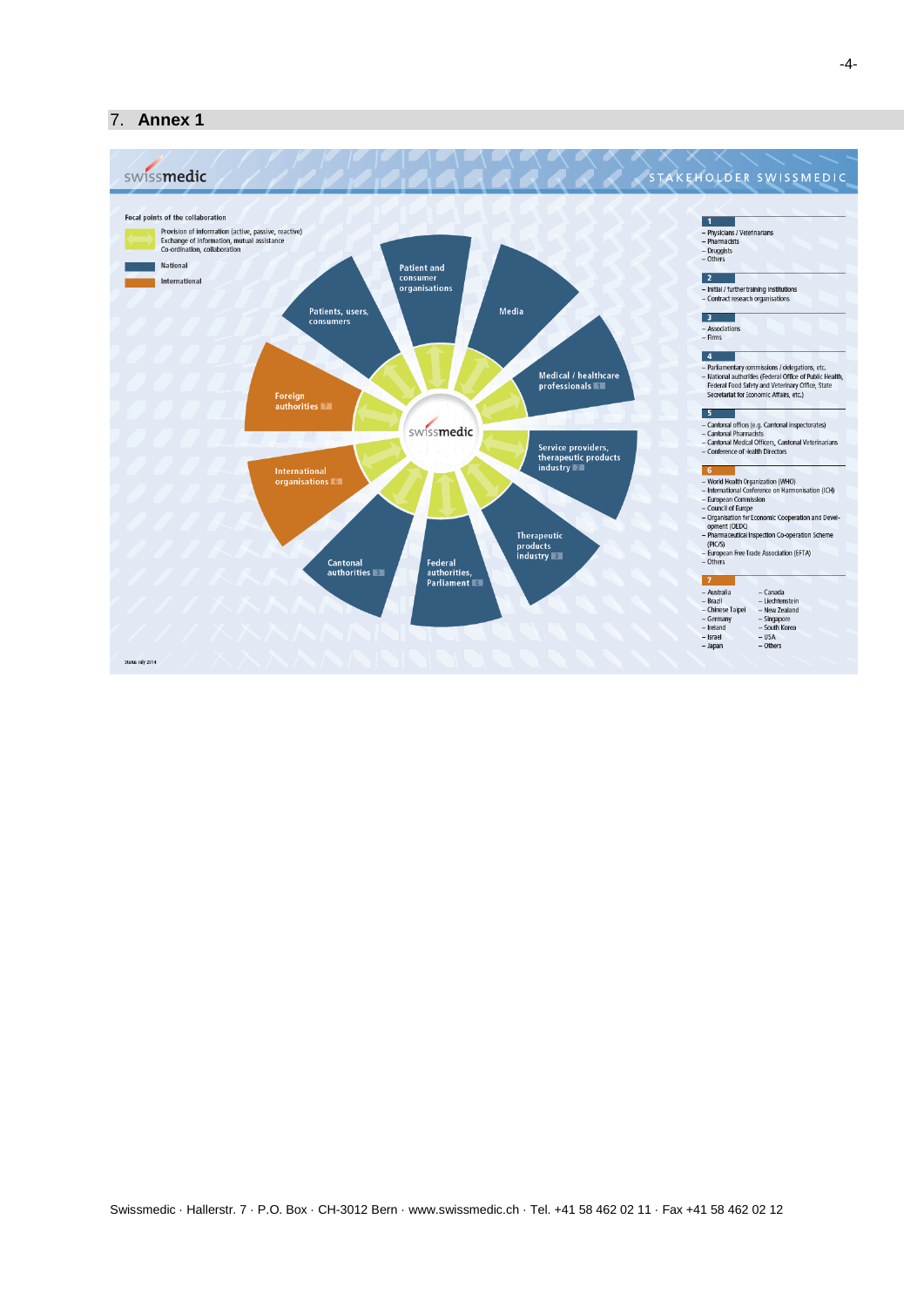## 7. Annex 1

swissmedic

STAKEHOLDER SWISSMEDIC

**Focal points of the collaboration**

- Provision of information (active, passive, reactive)
- Exchange of information, mutual assistance
- Co-ordination, collaboration

- National
- International

Patient and consumer organisations

Media

Medical / healthcare professionals 1

Service providers, therapeutic products industry 2

Therapeutic products industry 3

Federal authorities, Parliament 4

Cantonal authorities 5

International organisations 6

Foreign authorities 7

Patients, users, consumers

swissmedic

**1**
- Physicians / Veterinarians
- Pharmacists
- Druggists
- Others

**2**
- Initial / further training institutions
- Contract research organisations

**3**
- Associations
- Firms

**4**
- Parliamentary commissions / delegations, etc.
- National authorities (Federal Office of Public Health, Federal Food Safety and Veterinary Office, State Secretariat for Economic Affairs, etc.)

**5**
- Cantonal offices (e.g. Cantonal inspectorates)
- Cantonal Pharmacists
- Cantonal Medical Officers, Cantonal Veterinarians
- Conference of Health Directors

**6**
- World Health Organization (WHO)
- International Conference on Harmonisation (ICH)
- European Commission
- Council of Europe
- Organisation for Economic Cooperation and Development (OEDC)
- Pharmaceutical Inspection Co-operation Scheme (PIC/S)
- European Free Trade Association (EFTA)
- Others

**7**
- Australia
- Brazil
- Chinese Taipei
- Germany
- Ireland
- Israel
- Japan
- Canada
- Liechtenstein
- New Zealand
- Singapore
- South Korea
- USA
- Others

Status July 2014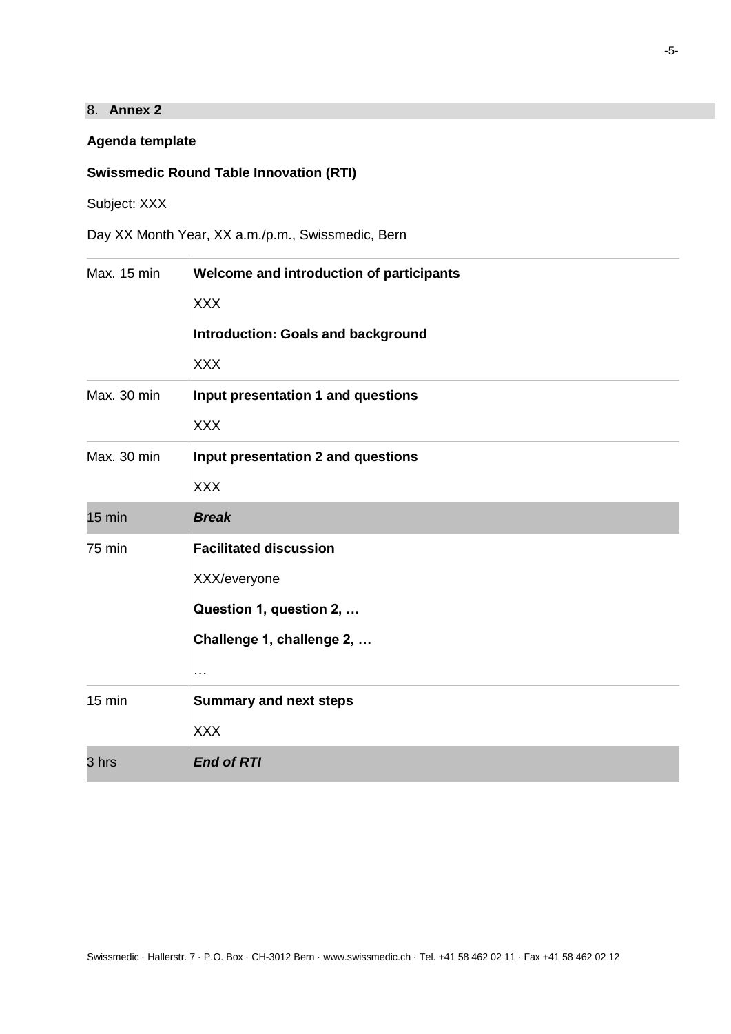## 8. Annex 2

**Agenda template**

**Swissmedic Round Table Innovation (RTI)**

Subject: XXX

Day XX Month Year, XX a.m./p.m., Swissmedic, Bern

| | |
|---|---|
| Max. 15 min | **Welcome and introduction of participants**<br>XXX<br>**Introduction: Goals and background**<br>XXX |
| Max. 30 min | **Input presentation 1 and questions**<br>XXX |
| Max. 30 min | **Input presentation 2 and questions**<br>XXX |
| 15 min | ***Break*** |
| 75 min | **Facilitated discussion**<br>XXX/everyone<br>**Question 1, question 2, …**<br>**Challenge 1, challenge 2, …**<br>… |
| 15 min | **Summary and next steps**<br>XXX |
| 3 hrs | ***End of RTI*** |